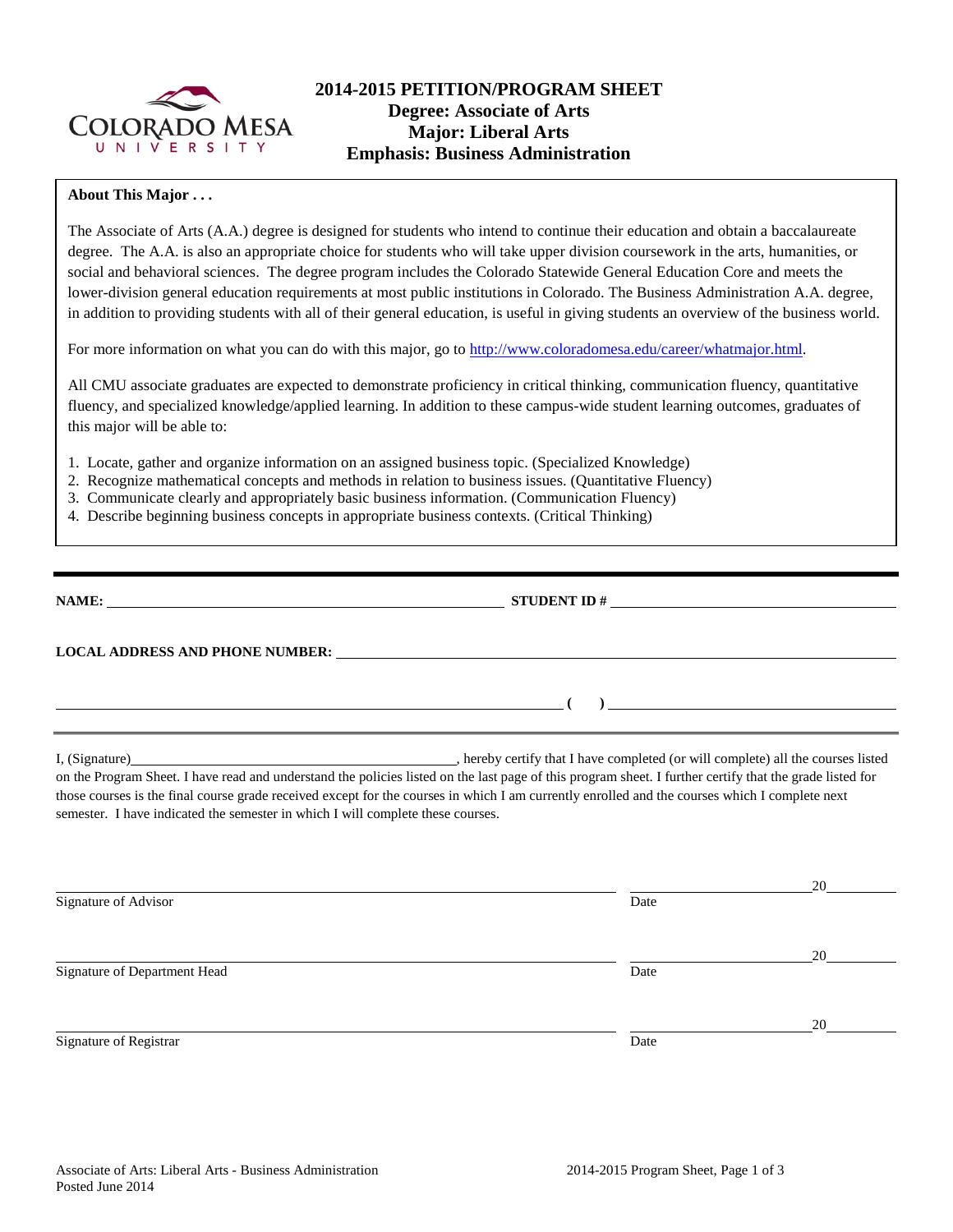# 2014-2015 PETITION/PROGRAM SHEET

## Degree: Associate of Arts
## Major: Liberal Arts
## Emphasis: Business Administration

**About This Major . . .**

The Associate of Arts (A.A.) degree is designed for students who intend to continue their education and obtain a baccalaureate degree. The A.A. is also an appropriate choice for students who will take upper division coursework in the arts, humanities, or social and behavioral sciences. The degree program includes the Colorado Statewide General Education Core and meets the lower-division general education requirements at most public institutions in Colorado. The Business Administration A.A. degree, in addition to providing students with all of their general education, is useful in giving students an overview of the business world.

For more information on what you can do with this major, go to http://www.coloradomesa.edu/career/whatmajor.html.

All CMU associate graduates are expected to demonstrate proficiency in critical thinking, communication fluency, quantitative fluency, and specialized knowledge/applied learning. In addition to these campus-wide student learning outcomes, graduates of this major will be able to:

1. Locate, gather and organize information on an assigned business topic. (Specialized Knowledge)
2. Recognize mathematical concepts and methods in relation to business issues. (Quantitative Fluency)
3. Communicate clearly and appropriately basic business information. (Communication Fluency)
4. Describe beginning business concepts in appropriate business contexts. (Critical Thinking)

---

**NAME:** ______________________________ **STUDENT ID #** ______________________________

**LOCAL ADDRESS AND PHONE NUMBER:** ______________________________

______________________________ **( )** ______________________________

---

I, (Signature)______________________________, hereby certify that I have completed (or will complete) all the courses listed on the Program Sheet. I have read and understand the policies listed on the last page of this program sheet. I further certify that the grade listed for those courses is the final course grade received except for the courses in which I am currently enrolled and the courses which I complete next semester. I have indicated the semester in which I will complete these courses.

______________________________ ______________20______
Signature of Advisor Date

______________________________ ______________20______
Signature of Department Head Date

______________________________ ______________20______
Signature of Registrar Date

Associate of Arts: Liberal Arts - Business Administration
Posted June 2014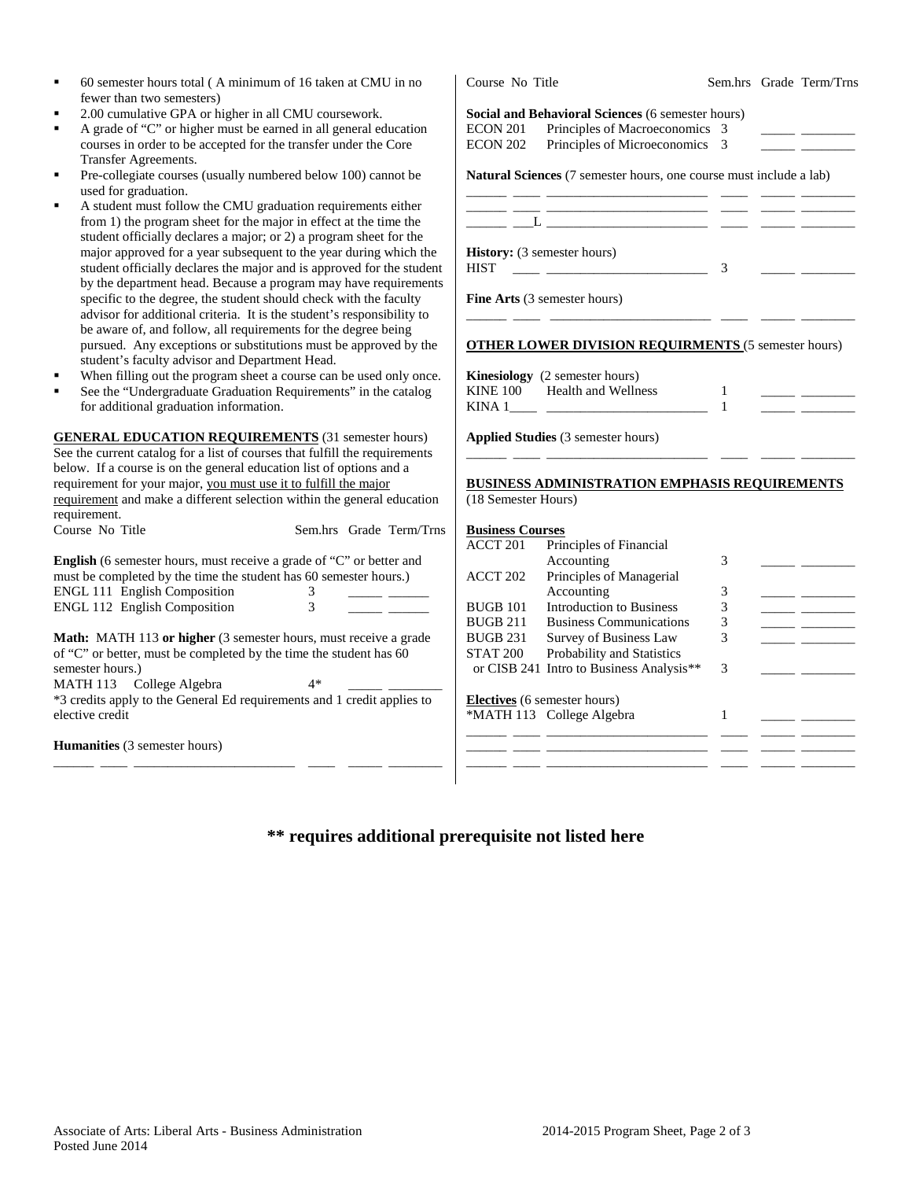- 60 semester hours total ( A minimum of 16 taken at CMU in no fewer than two semesters)
- 2.00 cumulative GPA or higher in all CMU coursework.
- A grade of "C" or higher must be earned in all general education courses in order to be accepted for the transfer under the Core Transfer Agreements.
- Pre-collegiate courses (usually numbered below 100) cannot be used for graduation.
- A student must follow the CMU graduation requirements either from 1) the program sheet for the major in effect at the time the student officially declares a major; or 2) a program sheet for the major approved for a year subsequent to the year during which the student officially declares the major and is approved for the student by the department head. Because a program may have requirements specific to the degree, the student should check with the faculty advisor for additional criteria. It is the student's responsibility to be aware of, and follow, all requirements for the degree being pursued. Any exceptions or substitutions must be approved by the student's faculty advisor and Department Head.
- When filling out the program sheet a course can be used only once.
- See the "Undergraduate Graduation Requirements" in the catalog for additional graduation information.

**GENERAL EDUCATION REQUIREMENTS** (31 semester hours) See the current catalog for a list of courses that fulfill the requirements below. If a course is on the general education list of options and a requirement for your major, you must use it to fulfill the major requirement and make a different selection within the general education requirement.

| Course No | Title | Sem.hrs | Grade | Term/Trns |
|---|---|---|---|---|

**English** (6 semester hours, must receive a grade of "C" or better and must be completed by the time the student has 60 semester hours.)

| Course No | Title | Sem.hrs | Grade | Term/Trns |
|---|---|---|---|---|
| ENGL 111 | English Composition | 3 | _____ | ______ |
| ENGL 112 | English Composition | 3 | _____ | ______ |

**Math:** MATH 113 **or higher** (3 semester hours, must receive a grade of "C" or better, must be completed by the time the student has 60 semester hours.)

| Course No | Title | Sem.hrs | Grade | Term/Trns |
|---|---|---|---|---|
| MATH 113 | College Algebra | 4* | _____ | ________ |

*3 credits apply to the General Ed requirements and 1 credit applies to elective credit

**Humanities** (3 semester hours)

______ ____ _______________________ ____ _____ ________

**Social and Behavioral Sciences** (6 semester hours)

| Course No | Title | Sem.hrs | Grade | Term/Trns |
|---|---|---|---|---|
| ECON 201 | Principles of Macroeconomics | 3 | _____ | ________ |
| ECON 202 | Principles of Microeconomics | 3 | _____ | ________ |

**Natural Sciences** (7 semester hours, one course must include a lab)

______ ____ _______________________ ____ _____ ________
______ ____ _______________________ ____ _____ ________
______ ___L _______________________ ____ _____ ________

**History:** (3 semester hours)

HIST ____ ________________________ 3 _____ ________

**Fine Arts** (3 semester hours)

______ ____ _______________________ ____ _____ ________

**OTHER LOWER DIVISION REQUIRMENTS** (5 semester hours)

**Kinesiology** (2 semester hours)

| Course No | Title | Sem.hrs | Grade | Term/Trns |
|---|---|---|---|---|
| KINE 100 | Health and Wellness | 1 | _____ | ________ |
| KINA 1____ | ________________________ | 1 | _____ | ________ |

**Applied Studies** (3 semester hours)

______ ____ _______________________ ____ _____ ________

**BUSINESS ADMINISTRATION EMPHASIS REQUIREMENTS** (18 Semester Hours)

**Business Courses**

| Course No | Title | Sem.hrs | Grade | Term/Trns |
|---|---|---|---|---|
| ACCT 201 | Principles of Financial Accounting | 3 | _____ | ________ |
| ACCT 202 | Principles of Managerial Accounting | 3 | _____ | ________ |
| BUGB 101 | Introduction to Business | 3 | _____ | ________ |
| BUGB 211 | Business Communications | 3 | _____ | ________ |
| BUGB 231 | Survey of Business Law | 3 | _____ | ________ |
| STAT 200 or CISB 241 | Probability and Statistics or Intro to Business Analysis** | 3 | _____ | ________ |

**Electives** (6 semester hours)

| Course No | Title | Sem.hrs | Grade | Term/Trns |
|---|---|---|---|---|
| *MATH 113 | College Algebra | 1 | _____ | ________ |
| ______ ____ | _______________________ | ____ | _____ | ________ |
| ______ ____ | _______________________ | ____ | _____ | ________ |
| ______ ____ | _______________________ | ____ | _____ | ________ |

**** requires additional prerequisite not listed here**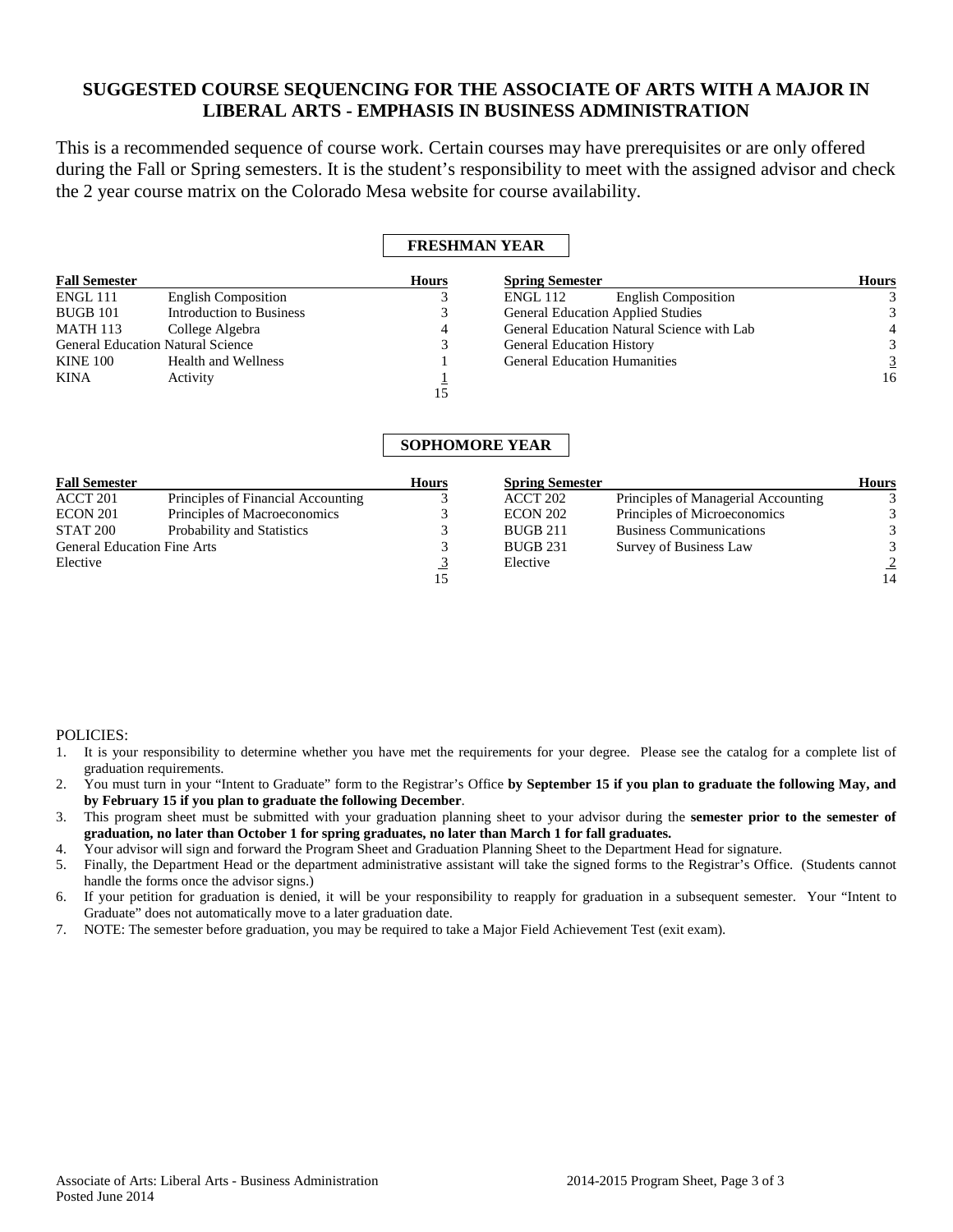# SUGGESTED COURSE SEQUENCING FOR THE ASSOCIATE OF ARTS WITH A MAJOR IN LIBERAL ARTS - EMPHASIS IN BUSINESS ADMINISTRATION

This is a recommended sequence of course work. Certain courses may have prerequisites or are only offered during the Fall or Spring semesters. It is the student's responsibility to meet with the assigned advisor and check the 2 year course matrix on the Colorado Mesa website for course availability.

## FRESHMAN YEAR

| Fall Semester | | Hours |
|---|---|---|
| ENGL 111 | English Composition | 3 |
| BUGB 101 | Introduction to Business | 3 |
| MATH 113 | College Algebra | 4 |
| General Education Natural Science | | 3 |
| KINE 100 | Health and Wellness | 1 |
| KINA | Activity | 1 |
| | | 15 |

| Spring Semester | | Hours |
|---|---|---|
| ENGL 112 | English Composition | 3 |
| General Education Applied Studies | | 3 |
| General Education Natural Science with Lab | | 4 |
| General Education History | | 3 |
| General Education Humanities | | 3 |
| | | 16 |

## SOPHOMORE YEAR

| Fall Semester | | Hours |
|---|---|---|
| ACCT 201 | Principles of Financial Accounting | 3 |
| ECON 201 | Principles of Macroeconomics | 3 |
| STAT 200 | Probability and Statistics | 3 |
| General Education Fine Arts | | 3 |
| Elective | | 3 |
| | | 15 |

| Spring Semester | | Hours |
|---|---|---|
| ACCT 202 | Principles of Managerial Accounting | 3 |
| ECON 202 | Principles of Microeconomics | 3 |
| BUGB 211 | Business Communications | 3 |
| BUGB 231 | Survey of Business Law | 3 |
| Elective | | 2 |
| | | 14 |

POLICIES:

1. It is your responsibility to determine whether you have met the requirements for your degree. Please see the catalog for a complete list of graduation requirements.
2. You must turn in your "Intent to Graduate" form to the Registrar's Office **by September 15 if you plan to graduate the following May, and by February 15 if you plan to graduate the following December**.
3. This program sheet must be submitted with your graduation planning sheet to your advisor during the **semester prior to the semester of graduation, no later than October 1 for spring graduates, no later than March 1 for fall graduates.**
4. Your advisor will sign and forward the Program Sheet and Graduation Planning Sheet to the Department Head for signature.
5. Finally, the Department Head or the department administrative assistant will take the signed forms to the Registrar's Office. (Students cannot handle the forms once the advisor signs.)
6. If your petition for graduation is denied, it will be your responsibility to reapply for graduation in a subsequent semester. Your "Intent to Graduate" does not automatically move to a later graduation date.
7. NOTE: The semester before graduation, you may be required to take a Major Field Achievement Test (exit exam).

Associate of Arts: Liberal Arts - Business Administration
Posted June 2014
2014-2015 Program Sheet